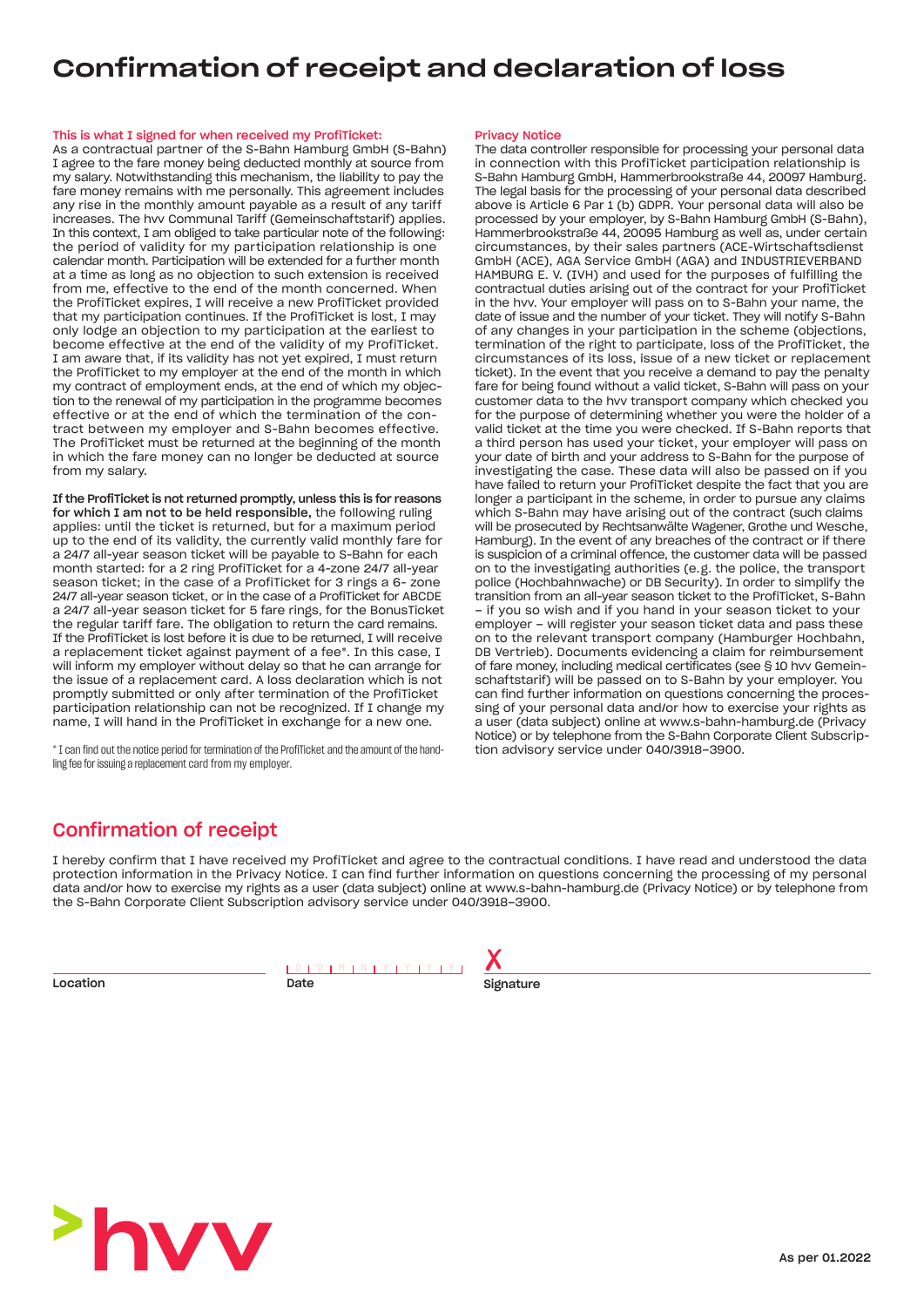# Confirmation of receipt and declaration of loss

**This is what I signed for when received my ProfiTicket:**

As a contractual partner of the S-Bahn Hamburg GmbH (S-Bahn) I agree to the fare money being deducted monthly at source from my salary. Notwithstanding this mechanism, the liability to pay the fare money remains with me personally. This agreement includes any rise in the monthly amount payable as a result of any tariff increases. The hvv Communal Tariff (Gemeinschaftstarif) applies. In this context, I am obliged to take particular note of the following: the period of validity for my participation relationship is one calendar month. Participation will be extended for a further month at a time as long as no objection to such extension is received from me, effective to the end of the month concerned. When the ProfiTicket expires, I will receive a new ProfiTicket provided that my participation continues. If the ProfiTicket is lost, I may only lodge an objection to my participation at the earliest to become effective at the end of the validity of my ProfiTicket. I am aware that, if its validity has not yet expired, I must return the ProfiTicket to my employer at the end of the month in which my contract of employment ends, at the end of which my objection to the renewal of my participation in the programme becomes effective or at the end of which the termination of the contract between my employer and S-Bahn becomes effective. The ProfiTicket must be returned at the beginning of the month in which the fare money can no longer be deducted at source from my salary.

**If the ProfiTicket is not returned promptly, unless this is for reasons for which I am not to be held responsible,** the following ruling applies: until the ticket is returned, but for a maximum period up to the end of its validity, the currently valid monthly fare for a 24/7 all-year season ticket will be payable to S-Bahn for each month started: for a 2 ring ProfiTicket for a 4-zone 24/7 all-year season ticket; in the case of a ProfiTicket for 3 rings a 6- zone 24/7 all-year season ticket, or in the case of a ProfiTicket for ABCDE a 24/7 all-year season ticket for 5 fare rings, for the BonusTicket the regular tariff fare. The obligation to return the card remains. If the ProfiTicket is lost before it is due to be returned, I will receive a replacement ticket against payment of a fee*. In this case, I will inform my employer without delay so that he can arrange for the issue of a replacement card. A loss declaration which is not promptly submitted or only after termination of the ProfiTicket participation relationship can not be recognized. If I change my name, I will hand in the ProfiTicket in exchange for a new one.

* I can find out the notice period for termination of the ProfiTicket and the amount of the handling fee for issuing a replacement card from my employer.

**Privacy Notice**

The data controller responsible for processing your personal data in connection with this ProfiTicket participation relationship is S-Bahn Hamburg GmbH, Hammerbrookstraße 44, 20097 Hamburg. The legal basis for the processing of your personal data described above is Article 6 Par 1 (b) GDPR. Your personal data will also be processed by your employer, by S-Bahn Hamburg GmbH (S-Bahn), Hammerbrookstraße 44, 20095 Hamburg as well as, under certain circumstances, by their sales partners (ACE-Wirtschaftsdienst GmbH (ACE), AGA Service GmbH (AGA) and INDUSTRIEVERBAND HAMBURG E. V. (IVH) and used for the purposes of fulfilling the contractual duties arising out of the contract for your ProfiTicket in the hvv. Your employer will pass on to S-Bahn your name, the date of issue and the number of your ticket. They will notify S-Bahn of any changes in your participation in the scheme (objections, termination of the right to participate, loss of the ProfiTicket, the circumstances of its loss, issue of a new ticket or replacement ticket). In the event that you receive a demand to pay the penalty fare for being found without a valid ticket, S-Bahn will pass on your customer data to the hvv transport company which checked you for the purpose of determining whether you were the holder of a valid ticket at the time you were checked. If S-Bahn reports that a third person has used your ticket, your employer will pass on your date of birth and your address to S-Bahn for the purpose of investigating the case. These data will also be passed on if you have failed to return your ProfiTicket despite the fact that you are longer a participant in the scheme, in order to pursue any claims which S-Bahn may have arising out of the contract (such claims will be prosecuted by Rechtsanwälte Wagener, Grothe und Wesche, Hamburg). In the event of any breaches of the contract or if there is suspicion of a criminal offence, the customer data will be passed on to the investigating authorities (e.g. the police, the transport police (Hochbahnwache) or DB Security). In order to simplify the transition from an all-year season ticket to the ProfiTicket, S-Bahn – if you so wish and if you hand in your season ticket to your employer – will register your season ticket data and pass these on to the relevant transport company (Hamburger Hochbahn, DB Vertrieb). Documents evidencing a claim for reimbursement of fare money, including medical certificates (see § 10 hvv Gemeinschaftstarif) will be passed on to S-Bahn by your employer. You can find further information on questions concerning the processing of your personal data and/or how to exercise your rights as a user (data subject) online at www.s-bahn-hamburg.de (Privacy Notice) or by telephone from the S-Bahn Corporate Client Subscription advisory service under 040/3918–3900.

## Confirmation of receipt

I hereby confirm that I have received my ProfiTicket and agree to the contractual conditions. I have read and understood the data protection information in the Privacy Notice. I can find further information on questions concerning the processing of my personal data and/or how to exercise my rights as a user (data subject) online at www.s-bahn-hamburg.de (Privacy Notice) or by telephone from the S-Bahn Corporate Client Subscription advisory service under 040/3918–3900.

| Location | Date (D D M M Y Y Y Y) | X Signature |
|---|---|---|
| | | |

hvv

As per 01.2022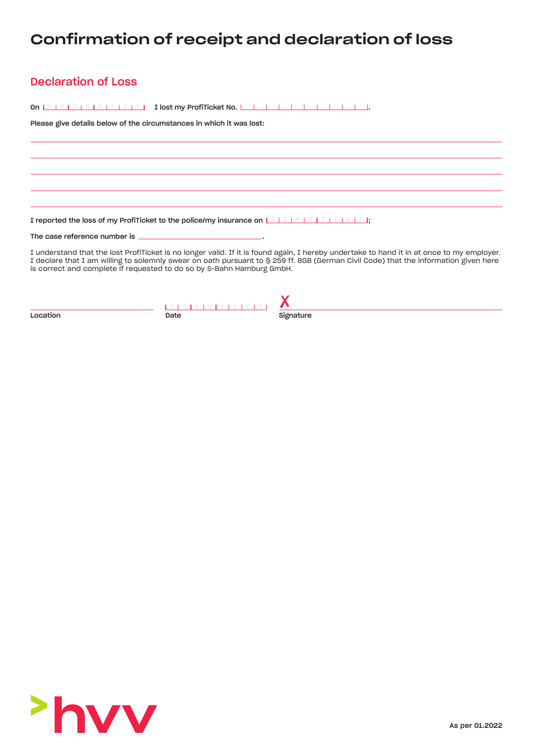# Confirmation of receipt and declaration of loss

## Declaration of Loss

On DD MM YYYY I lost my ProfiTicket No. ____________.

Please give details below of the circumstances in which it was lost:

_______________________________________________

_______________________________________________

_______________________________________________

_______________________________________________

_______________________________________________

I reported the loss of my ProfiTicket to the police/my insurance on DD MM YYYY;

The case reference number is ____________________.

I understand that the lost ProfiTicket is no longer valid. If it is found again, I hereby undertake to hand it in at once to my employer. I declare that I am willing to solemnly swear on oath pursuant to § 259 ff. BGB (German Civil Code) that the information given here is correct and complete if requested to do so by S-Bahn Hamburg GmbH.

| | | |
|---|---|---|
| ____________________ | DD MM YYYY | X ____________________ |
| Location | Date | Signature |

hvv

As per 01.2022